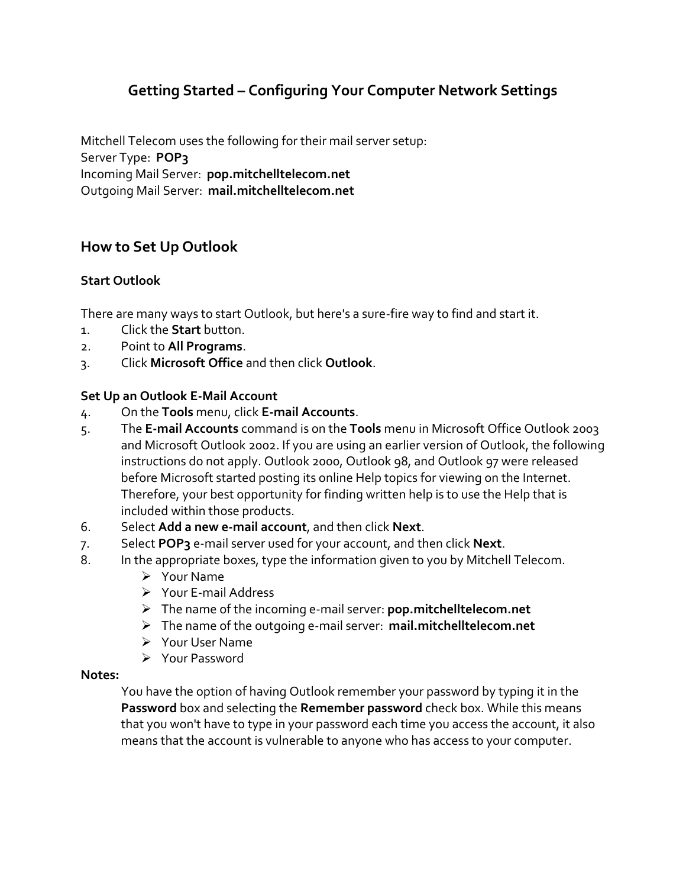# Getting Started – Configuring Your Computer Network Settings

Mitchell Telecom uses the following for their mail server setup:
Server Type: **POP3**
Incoming Mail Server: **pop.mitchelltelecom.net**
Outgoing Mail Server: **mail.mitchelltelecom.net**

## How to Set Up Outlook

### Start Outlook

There are many ways to start Outlook, but here's a sure-fire way to find and start it.

1. Click the **Start** button.
2. Point to **All Programs**.
3. Click **Microsoft Office** and then click **Outlook**.

### Set Up an Outlook E-Mail Account

4. On the **Tools** menu, click **E-mail Accounts**.
5. The **E-mail Accounts** command is on the **Tools** menu in Microsoft Office Outlook 2003 and Microsoft Outlook 2002. If you are using an earlier version of Outlook, the following instructions do not apply. Outlook 2000, Outlook 98, and Outlook 97 were released before Microsoft started posting its online Help topics for viewing on the Internet. Therefore, your best opportunity for finding written help is to use the Help that is included within those products.
6. Select **Add a new e-mail account**, and then click **Next**.
7. Select **POP3** e-mail server used for your account, and then click **Next**.
8. In the appropriate boxes, type the information given to you by Mitchell Telecom.
   - Your Name
   - Your E-mail Address
   - The name of the incoming e-mail server: **pop.mitchelltelecom.net**
   - The name of the outgoing e-mail server: **mail.mitchelltelecom.net**
   - Your User Name
   - Your Password

**Notes:**

You have the option of having Outlook remember your password by typing it in the **Password** box and selecting the **Remember password** check box. While this means that you won't have to type in your password each time you access the account, it also means that the account is vulnerable to anyone who has access to your computer.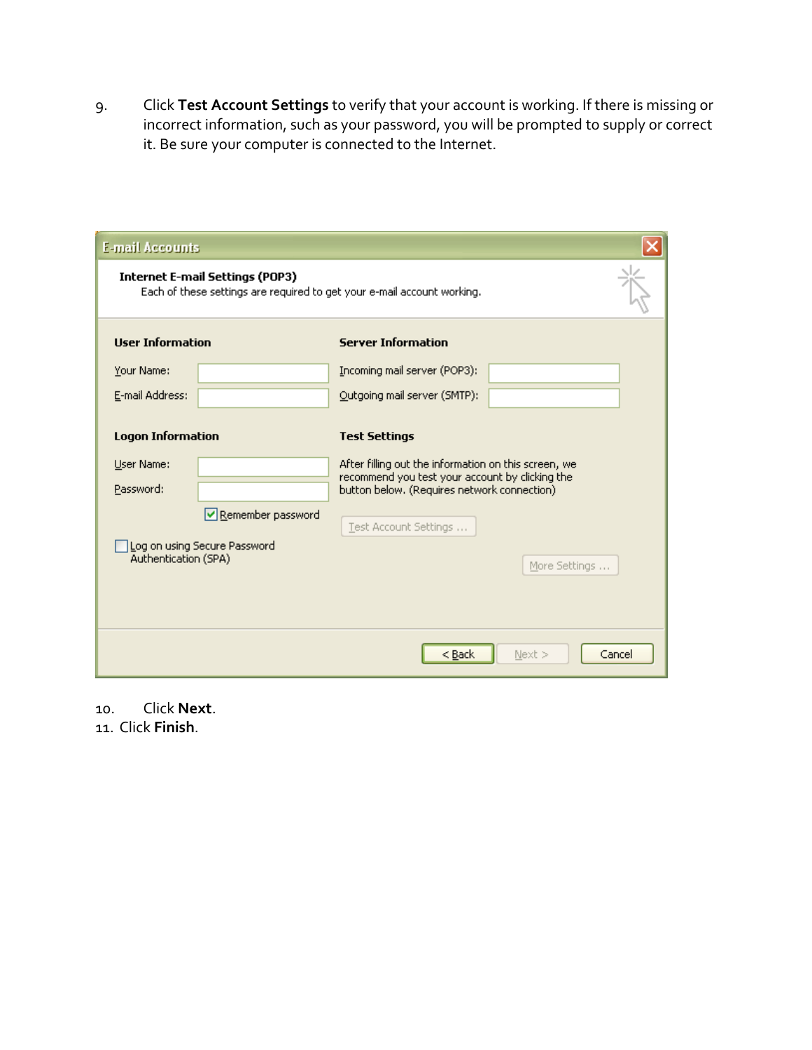9. Click **Test Account Settings** to verify that your account is working. If there is missing or incorrect information, such as your password, you will be prompted to supply or correct it. Be sure your computer is connected to the Internet.

E-mail Accounts

**Internet E-mail Settings (POP3)**
Each of these settings are required to get your e-mail account working.

**User Information**

Your Name:

E-mail Address:

**Logon Information**

User Name:

Password:

☑ Remember password

☐ Log on using Secure Password Authentication (SPA)

**Server Information**

Incoming mail server (POP3):

Outgoing mail server (SMTP):

**Test Settings**

After filling out the information on this screen, we recommend you test your account by clicking the button below. (Requires network connection)

Test Account Settings ...

More Settings ...

< Back | Next > | Cancel

10. Click **Next**.
11. Click **Finish**.